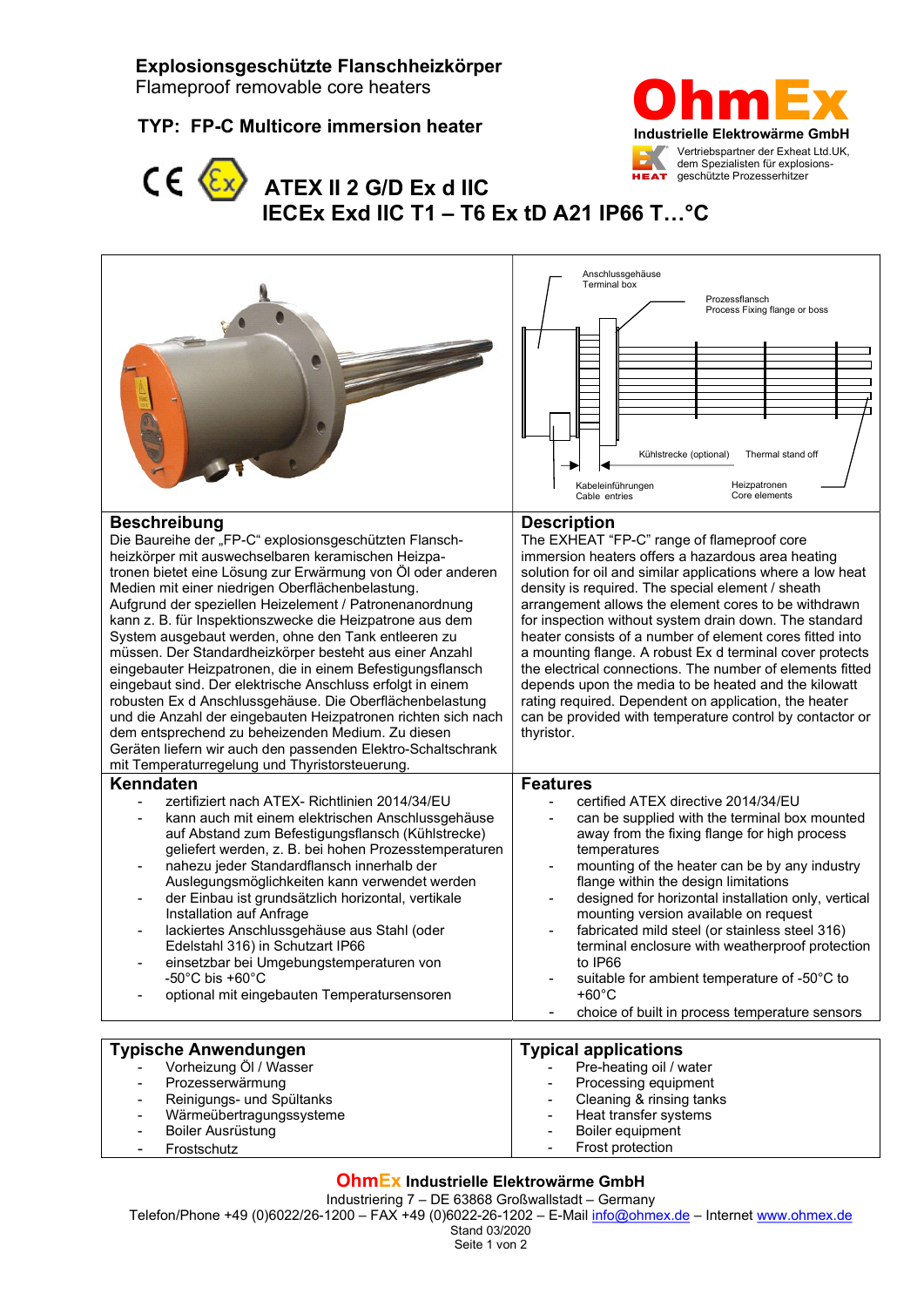# Explosionsgeschützte Flanschheizkörper

Flameproof removable core heaters

**TYP: FP-C Multicore immersion heater**

**OhmEx**
**Industrielle Elektrowärme GmbH**
Vertriebspartner der Exheat Ltd.UK, dem Spezialisten für explosionsgeschützte Prozesserhitzer

## ATEX II 2 G/D Ex d IIC
## IECEx Exd IIC T1 – T6 Ex tD A21 IP66 T…°C

Anschlussgehäuse / Terminal box
Prozessflansch / Process Fixing flange or boss
Kühlstrecke (optional)
Thermal stand off
Kabeleinführungen / Cable entries
Heizpatronen / Core elements

## Beschreibung

Die Baureihe der „FP-C" explosionsgeschützten Flanschheizkörper mit auswechselbaren keramischen Heizpatronen bietet eine Lösung zur Erwärmung von Öl oder anderen Medien mit einer niedrigen Oberflächenbelastung. Aufgrund der speziellen Heizelement / Patronenanordnung kann z. B. für Inspektionszwecke die Heizpatrone aus dem System ausgebaut werden, ohne den Tank entleeren zu müssen. Der Standardheizkörper besteht aus einer Anzahl eingebauter Heizpatronen, die in einem Befestigungsflansch eingebaut sind. Der elektrische Anschluss erfolgt in einem robusten Ex d Anschlussgehäuse. Die Oberflächenbelastung und die Anzahl der eingebauten Heizpatronen richten sich nach dem entsprechend zu beheizenden Medium. Zu diesen Geräten liefern wir auch den passenden Elektro-Schaltschrank mit Temperaturregelung und Thyristorsteuerung.

## Description

The EXHEAT "FP-C" range of flameproof core immersion heaters offers a hazardous area heating solution for oil and similar applications where a low heat density is required. The special element / sheath arrangement allows the element cores to be withdrawn for inspection without system drain down. The standard heater consists of a number of element cores fitted into a mounting flange. A robust Ex d terminal cover protects the electrical connections. The number of elements fitted depends upon the media to be heated and the kilowatt rating required. Dependent on application, the heater can be provided with temperature control by contactor or thyristor.

## Kenndaten

- zertifiziert nach ATEX- Richtlinien 2014/34/EU
- kann auch mit einem elektrischen Anschlussgehäuse auf Abstand zum Befestigungsflansch (Kühlstrecke) geliefert werden, z. B. bei hohen Prozesstemperaturen
- nahezu jeder Standardflansch innerhalb der Auslegungsmöglichkeiten kann verwendet werden
- der Einbau ist grundsätzlich horizontal, vertikale Installation auf Anfrage
- lackiertes Anschlussgehäuse aus Stahl (oder Edelstahl 316) in Schutzart IP66
- einsetzbar bei Umgebungstemperaturen von -50°C bis +60°C
- optional mit eingebauten Temperatursensoren

## Features

- certified ATEX directive 2014/34/EU
- can be supplied with the terminal box mounted away from the fixing flange for high process temperatures
- mounting of the heater can be by any industry flange within the design limitations
- designed for horizontal installation only, vertical mounting version available on request
- fabricated mild steel (or stainless steel 316) terminal enclosure with weatherproof protection to IP66
- suitable for ambient temperature of -50°C to +60°C
- choice of built in process temperature sensors

## Typische Anwendungen

- Vorheizung Öl / Wasser
- Prozesserwärmung
- Reinigungs- und Spültanks
- Wärmeübertragungssysteme
- Boiler Ausrüstung
- Frostschutz

## Typical applications

- Pre-heating oil / water
- Processing equipment
- Cleaning & rinsing tanks
- Heat transfer systems
- Boiler equipment
- Frost protection

**OhmEx Industrielle Elektrowärme GmbH**
Industriering 7 – DE 63868 Großwallstadt – Germany
Telefon/Phone +49 (0)6022/26-1200 – FAX +49 (0)6022-26-1202 – E-Mail info@ohmex.de – Internet www.ohmex.de
Stand 03/2020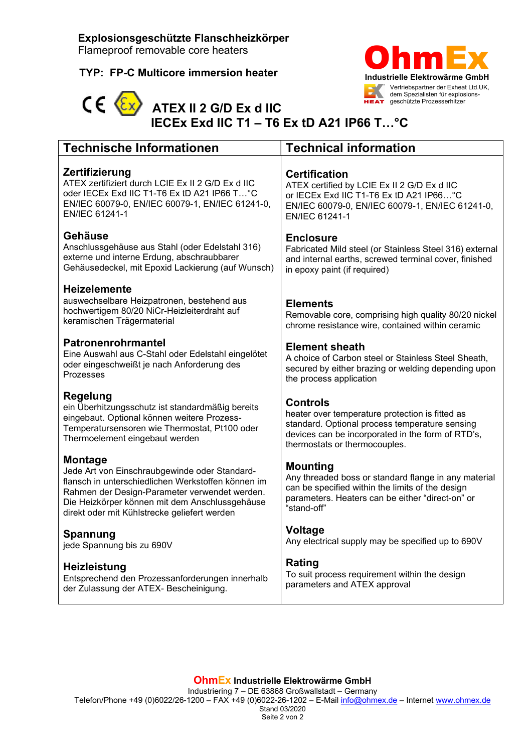**Explosionsgeschützte Flanschheizkörper**
Flameproof removable core heaters

**TYP: FP-C Multicore immersion heater**

**OhmEx**
**Industrielle Elektrowärme GmbH**
Vertriebspartner der Exheat Ltd.UK, dem Spezialisten für explosionsgeschützte Prozesserhitzer

**ATEX II 2 G/D Ex d IIC**
**IECEx Exd IIC T1 – T6 Ex tD A21 IP66 T…°C**

| Technische Informationen | Technical information |
|---|---|
| **Zertifizierung**<br>ATEX zertifiziert durch LCIE Ex II 2 G/D Ex d IIC oder IECEx Exd IIC T1-T6 Ex tD A21 IP66 T…°C EN/IEC 60079-0, EN/IEC 60079-1, EN/IEC 61241-0, EN/IEC 61241-1 | **Certification**<br>ATEX certified by LCIE Ex II 2 G/D Ex d IIC or IECEx Exd IIC T1-T6 Ex tD A21 IP66…°C EN/IEC 60079-0, EN/IEC 60079-1, EN/IEC 61241-0, EN/IEC 61241-1 |
| **Gehäuse**<br>Anschlussgehäuse aus Stahl (oder Edelstahl 316) externe und interne Erdung, abschraubbarer Gehäusedeckel, mit Epoxid Lackierung (auf Wunsch) | **Enclosure**<br>Fabricated Mild steel (or Stainless Steel 316) external and internal earths, screwed terminal cover, finished in epoxy paint (if required) |
| **Heizelemente**<br>auswechselbare Heizpatronen, bestehend aus hochwertigem 80/20 NiCr-Heizleiterdraht auf keramischen Trägermaterial | **Elements**<br>Removable core, comprising high quality 80/20 nickel chrome resistance wire, contained within ceramic |
| **Patronenrohrmantel**<br>Eine Auswahl aus C-Stahl oder Edelstahl eingelötet oder eingeschweißt je nach Anforderung des Prozesses | **Element sheath**<br>A choice of Carbon steel or Stainless Steel Sheath, secured by either brazing or welding depending upon the process application |
| **Regelung**<br>ein Überhitzungsschutz ist standardmäßig bereits eingebaut. Optional können weitere Prozess-Temperatursensoren wie Thermostat, Pt100 oder Thermoelement eingebaut werden | **Controls**<br>heater over temperature protection is fitted as standard. Optional process temperature sensing devices can be incorporated in the form of RTD's, thermostats or thermocouples. |
| **Montage**<br>Jede Art von Einschraubgewinde oder Standard-flansch in unterschiedlichen Werkstoffen können im Rahmen der Design-Parameter verwendet werden. Die Heizkörper können mit dem Anschlussgehäuse direkt oder mit Kühlstrecke geliefert werden | **Mounting**<br>Any threaded boss or standard flange in any material can be specified within the limits of the design parameters. Heaters can be either "direct-on" or "stand-off" |
| **Spannung**<br>jede Spannung bis zu 690V | **Voltage**<br>Any electrical supply may be specified up to 690V |
| **Heizleistung**<br>Entsprechend den Prozessanforderungen innerhalb der Zulassung der ATEX- Bescheinigung. | **Rating**<br>To suit process requirement within the design parameters and ATEX approval |

**OhmEx Industrielle Elektrowärme GmbH**
Industriering 7 – DE 63868 Großwallstadt – Germany
Telefon/Phone +49 (0)6022/26-1200 – FAX +49 (0)6022-26-1202 – E-Mail info@ohmex.de – Internet www.ohmex.de
Stand 03/2020